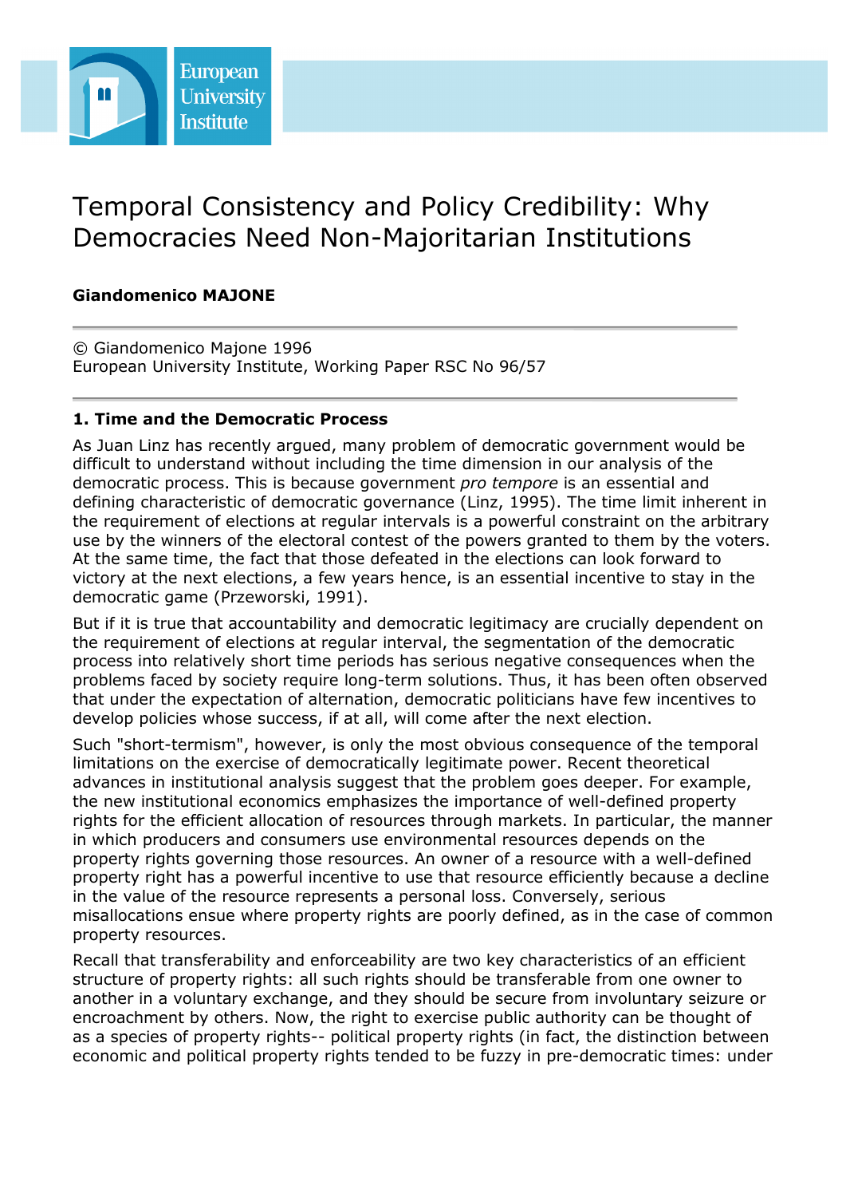# Temporal Consistency and Policy Credibility: Why Democracies Need Non-Majoritarian Institutions

**Giandomenico MAJONE**

© Giandomenico Majone 1996
European University Institute, Working Paper RSC No 96/57

## 1. Time and the Democratic Process

As Juan Linz has recently argued, many problem of democratic government would be difficult to understand without including the time dimension in our analysis of the democratic process. This is because government *pro tempore* is an essential and defining characteristic of democratic governance (Linz, 1995). The time limit inherent in the requirement of elections at regular intervals is a powerful constraint on the arbitrary use by the winners of the electoral contest of the powers granted to them by the voters. At the same time, the fact that those defeated in the elections can look forward to victory at the next elections, a few years hence, is an essential incentive to stay in the democratic game (Przeworski, 1991).

But if it is true that accountability and democratic legitimacy are crucially dependent on the requirement of elections at regular interval, the segmentation of the democratic process into relatively short time periods has serious negative consequences when the problems faced by society require long-term solutions. Thus, it has been often observed that under the expectation of alternation, democratic politicians have few incentives to develop policies whose success, if at all, will come after the next election.

Such "short-termism", however, is only the most obvious consequence of the temporal limitations on the exercise of democratically legitimate power. Recent theoretical advances in institutional analysis suggest that the problem goes deeper. For example, the new institutional economics emphasizes the importance of well-defined property rights for the efficient allocation of resources through markets. In particular, the manner in which producers and consumers use environmental resources depends on the property rights governing those resources. An owner of a resource with a well-defined property right has a powerful incentive to use that resource efficiently because a decline in the value of the resource represents a personal loss. Conversely, serious misallocations ensue where property rights are poorly defined, as in the case of common property resources.

Recall that transferability and enforceability are two key characteristics of an efficient structure of property rights: all such rights should be transferable from one owner to another in a voluntary exchange, and they should be secure from involuntary seizure or encroachment by others. Now, the right to exercise public authority can be thought of as a species of property rights-- political property rights (in fact, the distinction between economic and political property rights tended to be fuzzy in pre-democratic times: under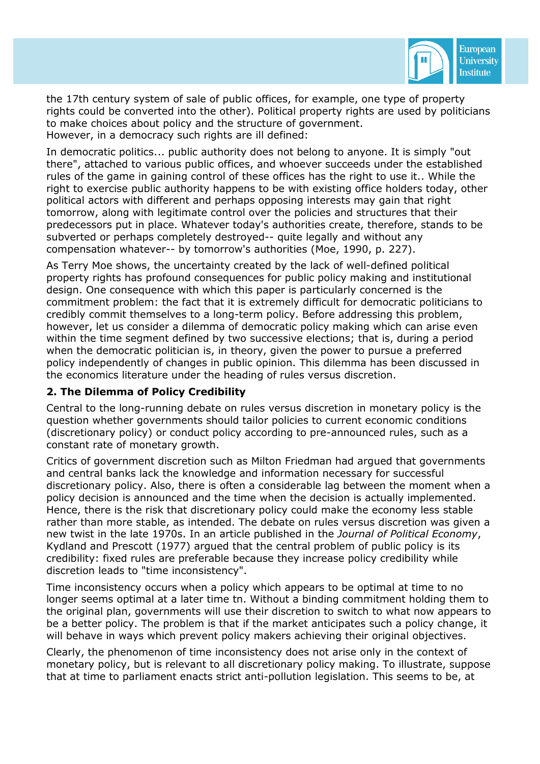the 17th century system of sale of public offices, for example, one type of property rights could be converted into the other). Political property rights are used by politicians to make choices about policy and the structure of government.
However, in a democracy such rights are ill defined:

In democratic politics... public authority does not belong to anyone. It is simply "out there", attached to various public offices, and whoever succeeds under the established rules of the game in gaining control of these offices has the right to use it.. While the right to exercise public authority happens to be with existing office holders today, other political actors with different and perhaps opposing interests may gain that right tomorrow, along with legitimate control over the policies and structures that their predecessors put in place. Whatever today's authorities create, therefore, stands to be subverted or perhaps completely destroyed-- quite legally and without any compensation whatever-- by tomorrow's authorities (Moe, 1990, p. 227).

As Terry Moe shows, the uncertainty created by the lack of well-defined political property rights has profound consequences for public policy making and institutional design. One consequence with which this paper is particularly concerned is the commitment problem: the fact that it is extremely difficult for democratic politicians to credibly commit themselves to a long-term policy. Before addressing this problem, however, let us consider a dilemma of democratic policy making which can arise even within the time segment defined by two successive elections; that is, during a period when the democratic politician is, in theory, given the power to pursue a preferred policy independently of changes in public opinion. This dilemma has been discussed in the economics literature under the heading of rules versus discretion.

## 2. The Dilemma of Policy Credibility

Central to the long-running debate on rules versus discretion in monetary policy is the question whether governments should tailor policies to current economic conditions (discretionary policy) or conduct policy according to pre-announced rules, such as a constant rate of monetary growth.

Critics of government discretion such as Milton Friedman had argued that governments and central banks lack the knowledge and information necessary for successful discretionary policy. Also, there is often a considerable lag between the moment when a policy decision is announced and the time when the decision is actually implemented. Hence, there is the risk that discretionary policy could make the economy less stable rather than more stable, as intended. The debate on rules versus discretion was given a new twist in the late 1970s. In an article published in the *Journal of Political Economy*, Kydland and Prescott (1977) argued that the central problem of public policy is its credibility: fixed rules are preferable because they increase policy credibility while discretion leads to "time inconsistency".

Time inconsistency occurs when a policy which appears to be optimal at time to no longer seems optimal at a later time tn. Without a binding commitment holding them to the original plan, governments will use their discretion to switch to what now appears to be a better policy. The problem is that if the market anticipates such a policy change, it will behave in ways which prevent policy makers achieving their original objectives.

Clearly, the phenomenon of time inconsistency does not arise only in the context of monetary policy, but is relevant to all discretionary policy making. To illustrate, suppose that at time to parliament enacts strict anti-pollution legislation. This seems to be, at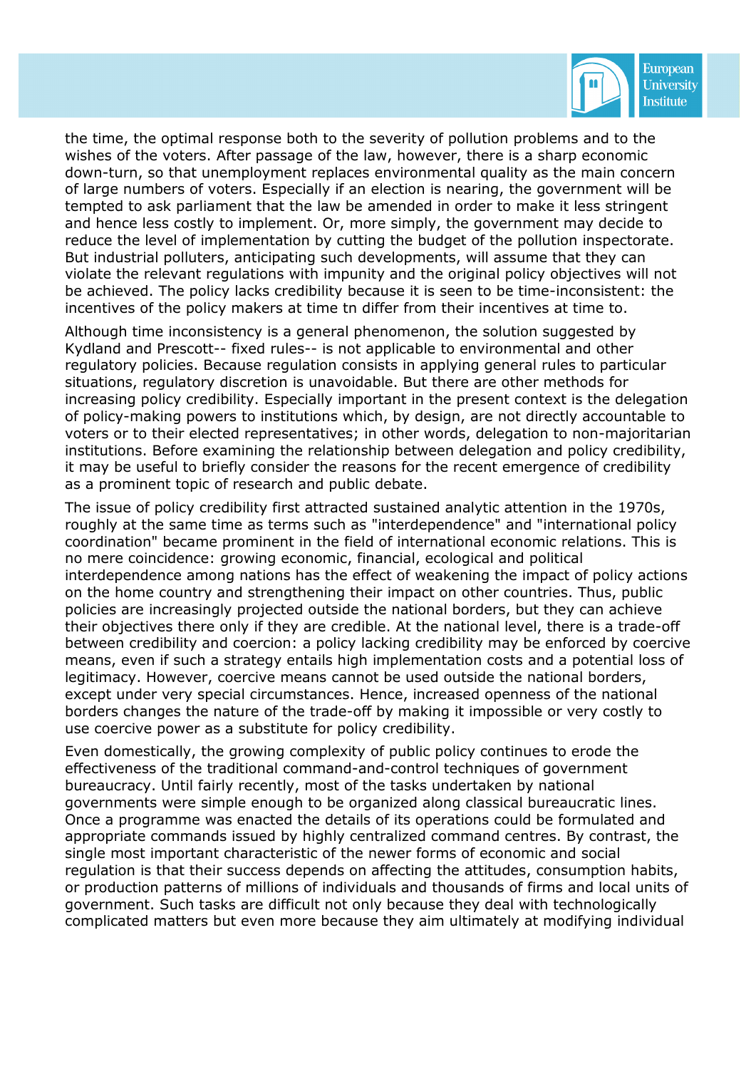the time, the optimal response both to the severity of pollution problems and to the wishes of the voters. After passage of the law, however, there is a sharp economic down-turn, so that unemployment replaces environmental quality as the main concern of large numbers of voters. Especially if an election is nearing, the government will be tempted to ask parliament that the law be amended in order to make it less stringent and hence less costly to implement. Or, more simply, the government may decide to reduce the level of implementation by cutting the budget of the pollution inspectorate. But industrial polluters, anticipating such developments, will assume that they can violate the relevant regulations with impunity and the original policy objectives will not be achieved. The policy lacks credibility because it is seen to be time-inconsistent: the incentives of the policy makers at time tn differ from their incentives at time to.

Although time inconsistency is a general phenomenon, the solution suggested by Kydland and Prescott-- fixed rules-- is not applicable to environmental and other regulatory policies. Because regulation consists in applying general rules to particular situations, regulatory discretion is unavoidable. But there are other methods for increasing policy credibility. Especially important in the present context is the delegation of policy-making powers to institutions which, by design, are not directly accountable to voters or to their elected representatives; in other words, delegation to non-majoritarian institutions. Before examining the relationship between delegation and policy credibility, it may be useful to briefly consider the reasons for the recent emergence of credibility as a prominent topic of research and public debate.

The issue of policy credibility first attracted sustained analytic attention in the 1970s, roughly at the same time as terms such as "interdependence" and "international policy coordination" became prominent in the field of international economic relations. This is no mere coincidence: growing economic, financial, ecological and political interdependence among nations has the effect of weakening the impact of policy actions on the home country and strengthening their impact on other countries. Thus, public policies are increasingly projected outside the national borders, but they can achieve their objectives there only if they are credible. At the national level, there is a trade-off between credibility and coercion: a policy lacking credibility may be enforced by coercive means, even if such a strategy entails high implementation costs and a potential loss of legitimacy. However, coercive means cannot be used outside the national borders, except under very special circumstances. Hence, increased openness of the national borders changes the nature of the trade-off by making it impossible or very costly to use coercive power as a substitute for policy credibility.

Even domestically, the growing complexity of public policy continues to erode the effectiveness of the traditional command-and-control techniques of government bureaucracy. Until fairly recently, most of the tasks undertaken by national governments were simple enough to be organized along classical bureaucratic lines. Once a programme was enacted the details of its operations could be formulated and appropriate commands issued by highly centralized command centres. By contrast, the single most important characteristic of the newer forms of economic and social regulation is that their success depends on affecting the attitudes, consumption habits, or production patterns of millions of individuals and thousands of firms and local units of government. Such tasks are difficult not only because they deal with technologically complicated matters but even more because they aim ultimately at modifying individual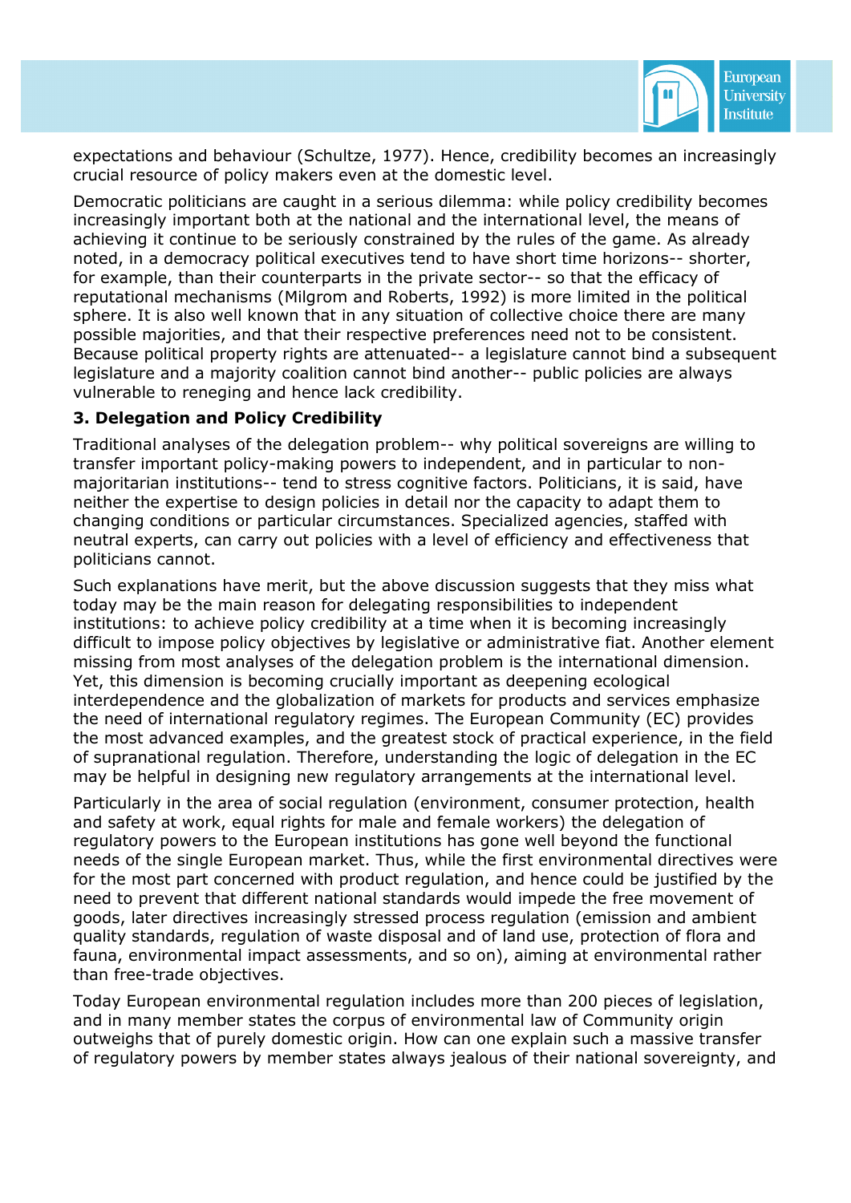expectations and behaviour (Schultze, 1977). Hence, credibility becomes an increasingly crucial resource of policy makers even at the domestic level.

Democratic politicians are caught in a serious dilemma: while policy credibility becomes increasingly important both at the national and the international level, the means of achieving it continue to be seriously constrained by the rules of the game. As already noted, in a democracy political executives tend to have short time horizons-- shorter, for example, than their counterparts in the private sector-- so that the efficacy of reputational mechanisms (Milgrom and Roberts, 1992) is more limited in the political sphere. It is also well known that in any situation of collective choice there are many possible majorities, and that their respective preferences need not to be consistent. Because political property rights are attenuated-- a legislature cannot bind a subsequent legislature and a majority coalition cannot bind another-- public policies are always vulnerable to reneging and hence lack credibility.

### 3. Delegation and Policy Credibility

Traditional analyses of the delegation problem-- why political sovereigns are willing to transfer important policy-making powers to independent, and in particular to non-majoritarian institutions-- tend to stress cognitive factors. Politicians, it is said, have neither the expertise to design policies in detail nor the capacity to adapt them to changing conditions or particular circumstances. Specialized agencies, staffed with neutral experts, can carry out policies with a level of efficiency and effectiveness that politicians cannot.

Such explanations have merit, but the above discussion suggests that they miss what today may be the main reason for delegating responsibilities to independent institutions: to achieve policy credibility at a time when it is becoming increasingly difficult to impose policy objectives by legislative or administrative fiat. Another element missing from most analyses of the delegation problem is the international dimension. Yet, this dimension is becoming crucially important as deepening ecological interdependence and the globalization of markets for products and services emphasize the need of international regulatory regimes. The European Community (EC) provides the most advanced examples, and the greatest stock of practical experience, in the field of supranational regulation. Therefore, understanding the logic of delegation in the EC may be helpful in designing new regulatory arrangements at the international level.

Particularly in the area of social regulation (environment, consumer protection, health and safety at work, equal rights for male and female workers) the delegation of regulatory powers to the European institutions has gone well beyond the functional needs of the single European market. Thus, while the first environmental directives were for the most part concerned with product regulation, and hence could be justified by the need to prevent that different national standards would impede the free movement of goods, later directives increasingly stressed process regulation (emission and ambient quality standards, regulation of waste disposal and of land use, protection of flora and fauna, environmental impact assessments, and so on), aiming at environmental rather than free-trade objectives.

Today European environmental regulation includes more than 200 pieces of legislation, and in many member states the corpus of environmental law of Community origin outweighs that of purely domestic origin. How can one explain such a massive transfer of regulatory powers by member states always jealous of their national sovereignty, and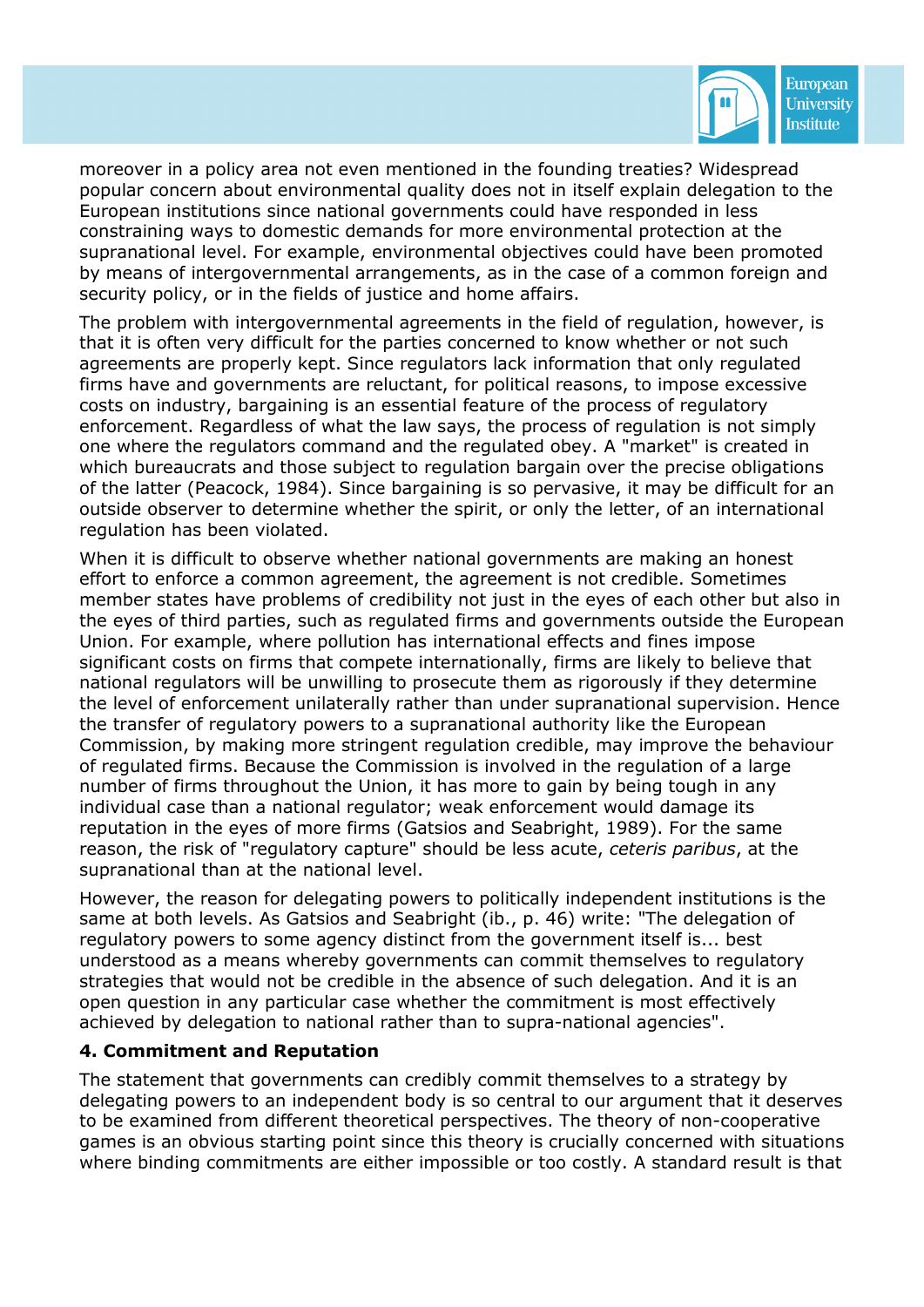moreover in a policy area not even mentioned in the founding treaties? Widespread popular concern about environmental quality does not in itself explain delegation to the European institutions since national governments could have responded in less constraining ways to domestic demands for more environmental protection at the supranational level. For example, environmental objectives could have been promoted by means of intergovernmental arrangements, as in the case of a common foreign and security policy, or in the fields of justice and home affairs.

The problem with intergovernmental agreements in the field of regulation, however, is that it is often very difficult for the parties concerned to know whether or not such agreements are properly kept. Since regulators lack information that only regulated firms have and governments are reluctant, for political reasons, to impose excessive costs on industry, bargaining is an essential feature of the process of regulatory enforcement. Regardless of what the law says, the process of regulation is not simply one where the regulators command and the regulated obey. A "market" is created in which bureaucrats and those subject to regulation bargain over the precise obligations of the latter (Peacock, 1984). Since bargaining is so pervasive, it may be difficult for an outside observer to determine whether the spirit, or only the letter, of an international regulation has been violated.

When it is difficult to observe whether national governments are making an honest effort to enforce a common agreement, the agreement is not credible. Sometimes member states have problems of credibility not just in the eyes of each other but also in the eyes of third parties, such as regulated firms and governments outside the European Union. For example, where pollution has international effects and fines impose significant costs on firms that compete internationally, firms are likely to believe that national regulators will be unwilling to prosecute them as rigorously if they determine the level of enforcement unilaterally rather than under supranational supervision. Hence the transfer of regulatory powers to a supranational authority like the European Commission, by making more stringent regulation credible, may improve the behaviour of regulated firms. Because the Commission is involved in the regulation of a large number of firms throughout the Union, it has more to gain by being tough in any individual case than a national regulator; weak enforcement would damage its reputation in the eyes of more firms (Gatsios and Seabright, 1989). For the same reason, the risk of "regulatory capture" should be less acute, *ceteris paribus*, at the supranational than at the national level.

However, the reason for delegating powers to politically independent institutions is the same at both levels. As Gatsios and Seabright (ib., p. 46) write: "The delegation of regulatory powers to some agency distinct from the government itself is... best understood as a means whereby governments can commit themselves to regulatory strategies that would not be credible in the absence of such delegation. And it is an open question in any particular case whether the commitment is most effectively achieved by delegation to national rather than to supra-national agencies".

## 4. Commitment and Reputation

The statement that governments can credibly commit themselves to a strategy by delegating powers to an independent body is so central to our argument that it deserves to be examined from different theoretical perspectives. The theory of non-cooperative games is an obvious starting point since this theory is crucially concerned with situations where binding commitments are either impossible or too costly. A standard result is that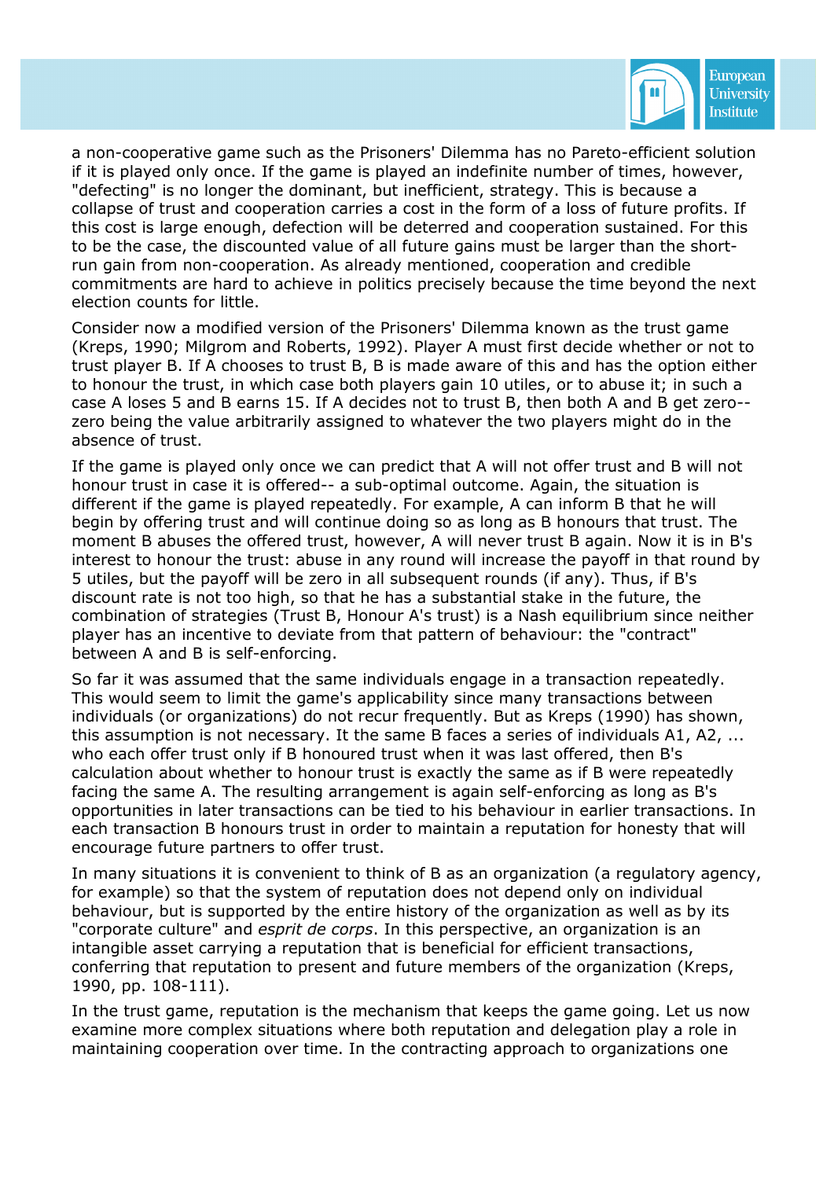a non-cooperative game such as the Prisoners' Dilemma has no Pareto-efficient solution if it is played only once. If the game is played an indefinite number of times, however, "defecting" is no longer the dominant, but inefficient, strategy. This is because a collapse of trust and cooperation carries a cost in the form of a loss of future profits. If this cost is large enough, defection will be deterred and cooperation sustained. For this to be the case, the discounted value of all future gains must be larger than the short-run gain from non-cooperation. As already mentioned, cooperation and credible commitments are hard to achieve in politics precisely because the time beyond the next election counts for little.

Consider now a modified version of the Prisoners' Dilemma known as the trust game (Kreps, 1990; Milgrom and Roberts, 1992). Player A must first decide whether or not to trust player B. If A chooses to trust B, B is made aware of this and has the option either to honour the trust, in which case both players gain 10 utiles, or to abuse it; in such a case A loses 5 and B earns 15. If A decides not to trust B, then both A and B get zero-- zero being the value arbitrarily assigned to whatever the two players might do in the absence of trust.

If the game is played only once we can predict that A will not offer trust and B will not honour trust in case it is offered-- a sub-optimal outcome. Again, the situation is different if the game is played repeatedly. For example, A can inform B that he will begin by offering trust and will continue doing so as long as B honours that trust. The moment B abuses the offered trust, however, A will never trust B again. Now it is in B's interest to honour the trust: abuse in any round will increase the payoff in that round by 5 utiles, but the payoff will be zero in all subsequent rounds (if any). Thus, if B's discount rate is not too high, so that he has a substantial stake in the future, the combination of strategies (Trust B, Honour A's trust) is a Nash equilibrium since neither player has an incentive to deviate from that pattern of behaviour: the "contract" between A and B is self-enforcing.

So far it was assumed that the same individuals engage in a transaction repeatedly. This would seem to limit the game's applicability since many transactions between individuals (or organizations) do not recur frequently. But as Kreps (1990) has shown, this assumption is not necessary. It the same B faces a series of individuals A1, A2, ... who each offer trust only if B honoured trust when it was last offered, then B's calculation about whether to honour trust is exactly the same as if B were repeatedly facing the same A. The resulting arrangement is again self-enforcing as long as B's opportunities in later transactions can be tied to his behaviour in earlier transactions. In each transaction B honours trust in order to maintain a reputation for honesty that will encourage future partners to offer trust.

In many situations it is convenient to think of B as an organization (a regulatory agency, for example) so that the system of reputation does not depend only on individual behaviour, but is supported by the entire history of the organization as well as by its "corporate culture" and *esprit de corps*. In this perspective, an organization is an intangible asset carrying a reputation that is beneficial for efficient transactions, conferring that reputation to present and future members of the organization (Kreps, 1990, pp. 108-111).

In the trust game, reputation is the mechanism that keeps the game going. Let us now examine more complex situations where both reputation and delegation play a role in maintaining cooperation over time. In the contracting approach to organizations one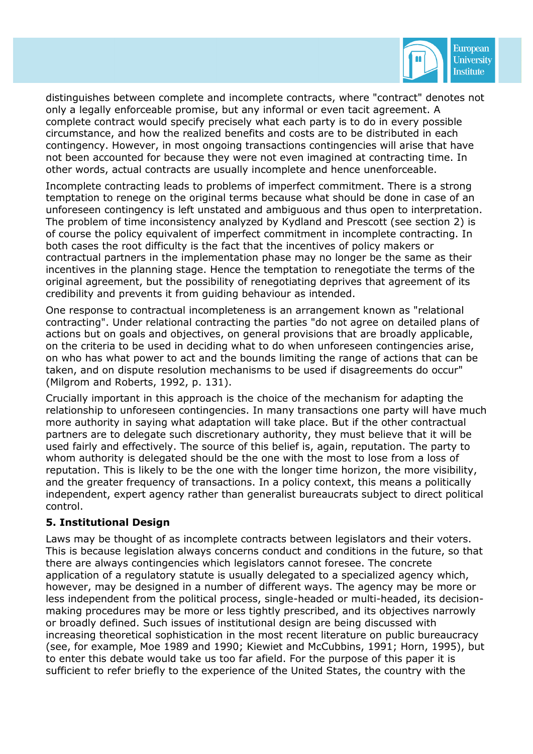distinguishes between complete and incomplete contracts, where "contract" denotes not only a legally enforceable promise, but any informal or even tacit agreement. A complete contract would specify precisely what each party is to do in every possible circumstance, and how the realized benefits and costs are to be distributed in each contingency. However, in most ongoing transactions contingencies will arise that have not been accounted for because they were not even imagined at contracting time. In other words, actual contracts are usually incomplete and hence unenforceable.

Incomplete contracting leads to problems of imperfect commitment. There is a strong temptation to renege on the original terms because what should be done in case of an unforeseen contingency is left unstated and ambiguous and thus open to interpretation. The problem of time inconsistency analyzed by Kydland and Prescott (see section 2) is of course the policy equivalent of imperfect commitment in incomplete contracting. In both cases the root difficulty is the fact that the incentives of policy makers or contractual partners in the implementation phase may no longer be the same as their incentives in the planning stage. Hence the temptation to renegotiate the terms of the original agreement, but the possibility of renegotiating deprives that agreement of its credibility and prevents it from guiding behaviour as intended.

One response to contractual incompleteness is an arrangement known as "relational contracting". Under relational contracting the parties "do not agree on detailed plans of actions but on goals and objectives, on general provisions that are broadly applicable, on the criteria to be used in deciding what to do when unforeseen contingencies arise, on who has what power to act and the bounds limiting the range of actions that can be taken, and on dispute resolution mechanisms to be used if disagreements do occur" (Milgrom and Roberts, 1992, p. 131).

Crucially important in this approach is the choice of the mechanism for adapting the relationship to unforeseen contingencies. In many transactions one party will have much more authority in saying what adaptation will take place. But if the other contractual partners are to delegate such discretionary authority, they must believe that it will be used fairly and effectively. The source of this belief is, again, reputation. The party to whom authority is delegated should be the one with the most to lose from a loss of reputation. This is likely to be the one with the longer time horizon, the more visibility, and the greater frequency of transactions. In a policy context, this means a politically independent, expert agency rather than generalist bureaucrats subject to direct political control.

## 5. Institutional Design

Laws may be thought of as incomplete contracts between legislators and their voters. This is because legislation always concerns conduct and conditions in the future, so that there are always contingencies which legislators cannot foresee. The concrete application of a regulatory statute is usually delegated to a specialized agency which, however, may be designed in a number of different ways. The agency may be more or less independent from the political process, single-headed or multi-headed, its decision-making procedures may be more or less tightly prescribed, and its objectives narrowly or broadly defined. Such issues of institutional design are being discussed with increasing theoretical sophistication in the most recent literature on public bureaucracy (see, for example, Moe 1989 and 1990; Kiewiet and McCubbins, 1991; Horn, 1995), but to enter this debate would take us too far afield. For the purpose of this paper it is sufficient to refer briefly to the experience of the United States, the country with the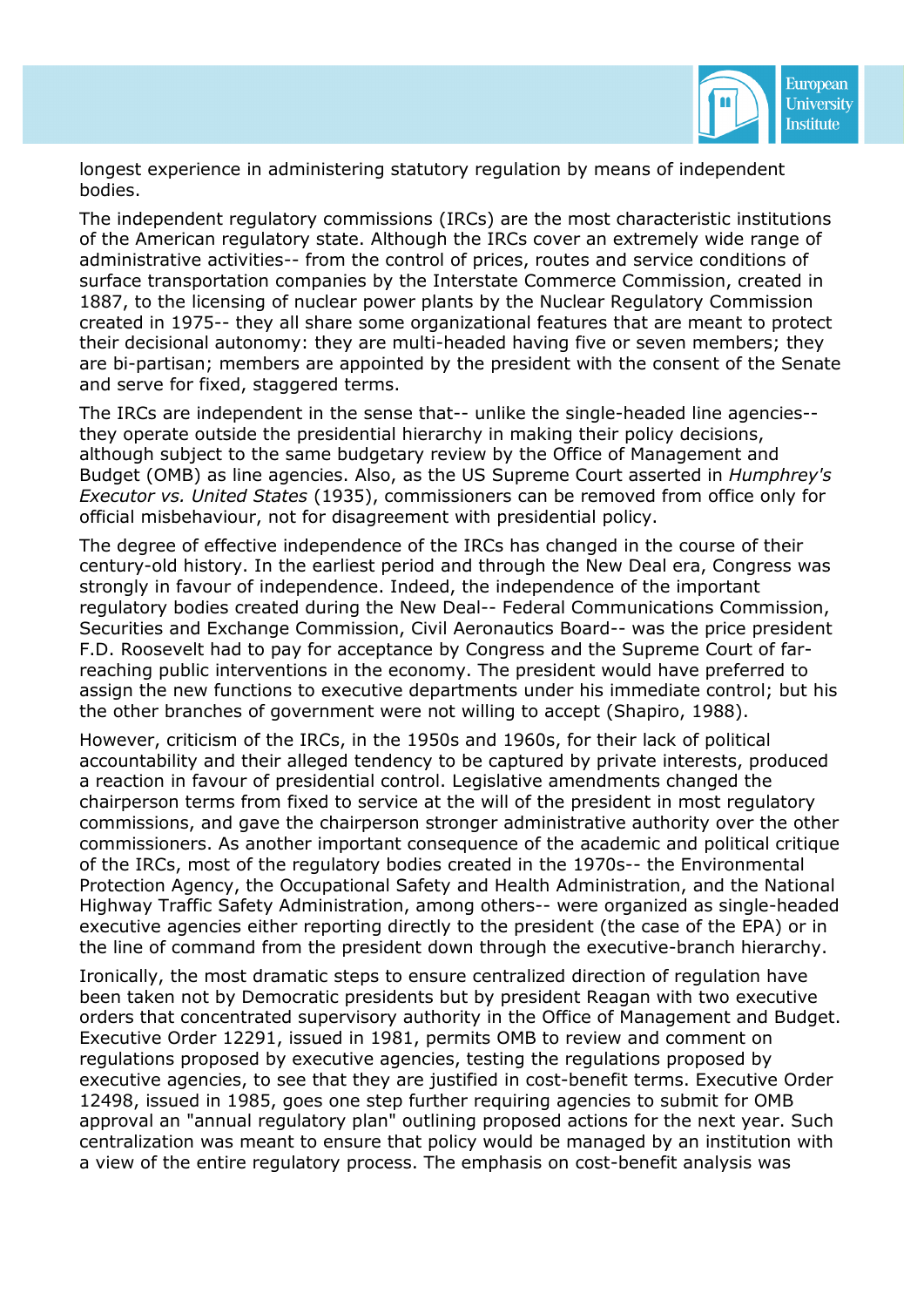longest experience in administering statutory regulation by means of independent bodies.

The independent regulatory commissions (IRCs) are the most characteristic institutions of the American regulatory state. Although the IRCs cover an extremely wide range of administrative activities-- from the control of prices, routes and service conditions of surface transportation companies by the Interstate Commerce Commission, created in 1887, to the licensing of nuclear power plants by the Nuclear Regulatory Commission created in 1975-- they all share some organizational features that are meant to protect their decisional autonomy: they are multi-headed having five or seven members; they are bi-partisan; members are appointed by the president with the consent of the Senate and serve for fixed, staggered terms.

The IRCs are independent in the sense that-- unlike the single-headed line agencies-- they operate outside the presidential hierarchy in making their policy decisions, although subject to the same budgetary review by the Office of Management and Budget (OMB) as line agencies. Also, as the US Supreme Court asserted in *Humphrey's Executor vs. United States* (1935), commissioners can be removed from office only for official misbehaviour, not for disagreement with presidential policy.

The degree of effective independence of the IRCs has changed in the course of their century-old history. In the earliest period and through the New Deal era, Congress was strongly in favour of independence. Indeed, the independence of the important regulatory bodies created during the New Deal-- Federal Communications Commission, Securities and Exchange Commission, Civil Aeronautics Board-- was the price president F.D. Roosevelt had to pay for acceptance by Congress and the Supreme Court of far-reaching public interventions in the economy. The president would have preferred to assign the new functions to executive departments under his immediate control; but his the other branches of government were not willing to accept (Shapiro, 1988).

However, criticism of the IRCs, in the 1950s and 1960s, for their lack of political accountability and their alleged tendency to be captured by private interests, produced a reaction in favour of presidential control. Legislative amendments changed the chairperson terms from fixed to service at the will of the president in most regulatory commissions, and gave the chairperson stronger administrative authority over the other commissioners. As another important consequence of the academic and political critique of the IRCs, most of the regulatory bodies created in the 1970s-- the Environmental Protection Agency, the Occupational Safety and Health Administration, and the National Highway Traffic Safety Administration, among others-- were organized as single-headed executive agencies either reporting directly to the president (the case of the EPA) or in the line of command from the president down through the executive-branch hierarchy.

Ironically, the most dramatic steps to ensure centralized direction of regulation have been taken not by Democratic presidents but by president Reagan with two executive orders that concentrated supervisory authority in the Office of Management and Budget. Executive Order 12291, issued in 1981, permits OMB to review and comment on regulations proposed by executive agencies, testing the regulations proposed by executive agencies, to see that they are justified in cost-benefit terms. Executive Order 12498, issued in 1985, goes one step further requiring agencies to submit for OMB approval an "annual regulatory plan" outlining proposed actions for the next year. Such centralization was meant to ensure that policy would be managed by an institution with a view of the entire regulatory process. The emphasis on cost-benefit analysis was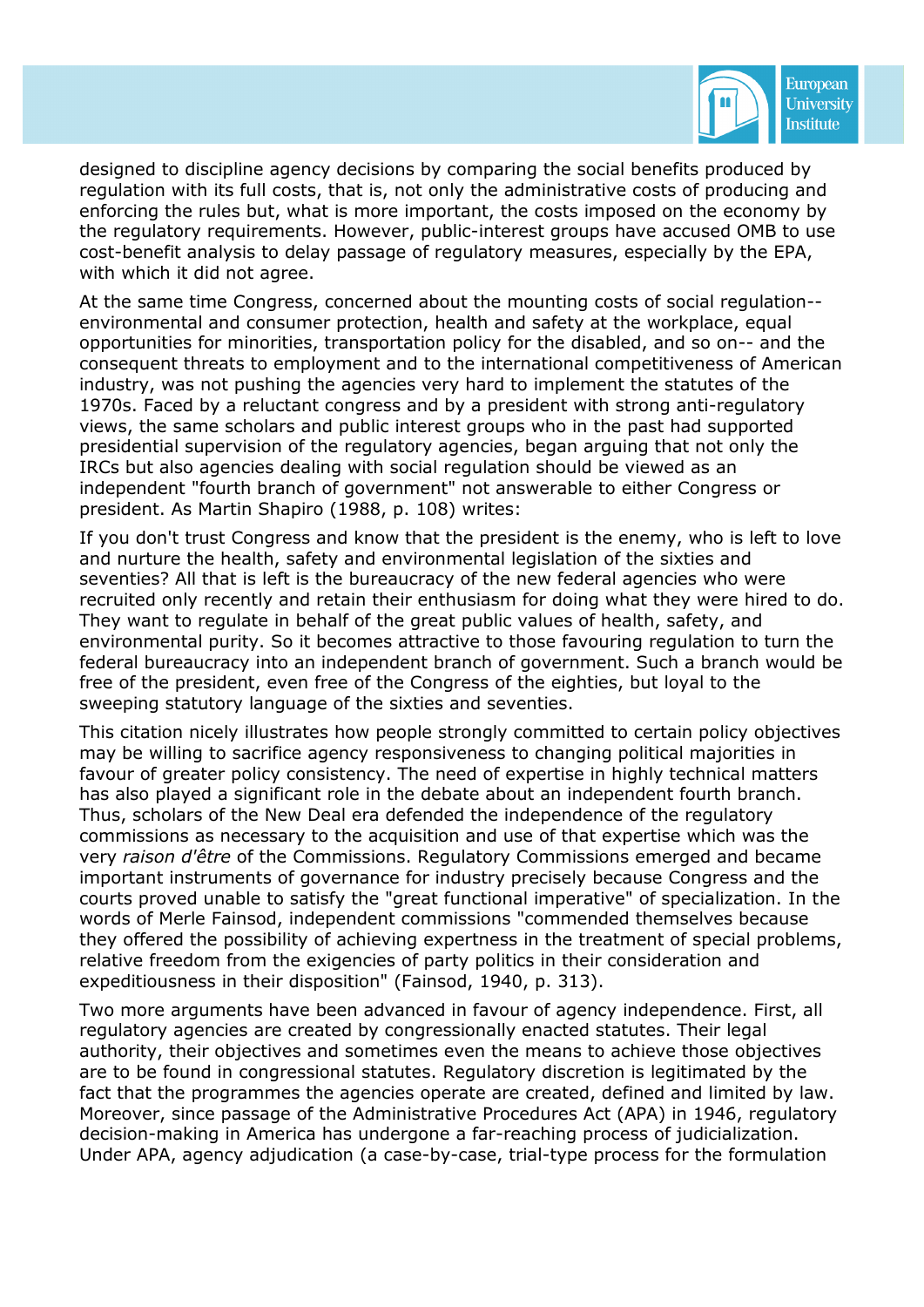designed to discipline agency decisions by comparing the social benefits produced by regulation with its full costs, that is, not only the administrative costs of producing and enforcing the rules but, what is more important, the costs imposed on the economy by the regulatory requirements. However, public-interest groups have accused OMB to use cost-benefit analysis to delay passage of regulatory measures, especially by the EPA, with which it did not agree.

At the same time Congress, concerned about the mounting costs of social regulation--environmental and consumer protection, health and safety at the workplace, equal opportunities for minorities, transportation policy for the disabled, and so on-- and the consequent threats to employment and to the international competitiveness of American industry, was not pushing the agencies very hard to implement the statutes of the 1970s. Faced by a reluctant congress and by a president with strong anti-regulatory views, the same scholars and public interest groups who in the past had supported presidential supervision of the regulatory agencies, began arguing that not only the IRCs but also agencies dealing with social regulation should be viewed as an independent "fourth branch of government" not answerable to either Congress or president. As Martin Shapiro (1988, p. 108) writes:

If you don't trust Congress and know that the president is the enemy, who is left to love and nurture the health, safety and environmental legislation of the sixties and seventies? All that is left is the bureaucracy of the new federal agencies who were recruited only recently and retain their enthusiasm for doing what they were hired to do. They want to regulate in behalf of the great public values of health, safety, and environmental purity. So it becomes attractive to those favouring regulation to turn the federal bureaucracy into an independent branch of government. Such a branch would be free of the president, even free of the Congress of the eighties, but loyal to the sweeping statutory language of the sixties and seventies.

This citation nicely illustrates how people strongly committed to certain policy objectives may be willing to sacrifice agency responsiveness to changing political majorities in favour of greater policy consistency. The need of expertise in highly technical matters has also played a significant role in the debate about an independent fourth branch. Thus, scholars of the New Deal era defended the independence of the regulatory commissions as necessary to the acquisition and use of that expertise which was the very *raison d'être* of the Commissions. Regulatory Commissions emerged and became important instruments of governance for industry precisely because Congress and the courts proved unable to satisfy the "great functional imperative" of specialization. In the words of Merle Fainsod, independent commissions "commended themselves because they offered the possibility of achieving expertness in the treatment of special problems, relative freedom from the exigencies of party politics in their consideration and expeditiousness in their disposition" (Fainsod, 1940, p. 313).

Two more arguments have been advanced in favour of agency independence. First, all regulatory agencies are created by congressionally enacted statutes. Their legal authority, their objectives and sometimes even the means to achieve those objectives are to be found in congressional statutes. Regulatory discretion is legitimated by the fact that the programmes the agencies operate are created, defined and limited by law. Moreover, since passage of the Administrative Procedures Act (APA) in 1946, regulatory decision-making in America has undergone a far-reaching process of judicialization. Under APA, agency adjudication (a case-by-case, trial-type process for the formulation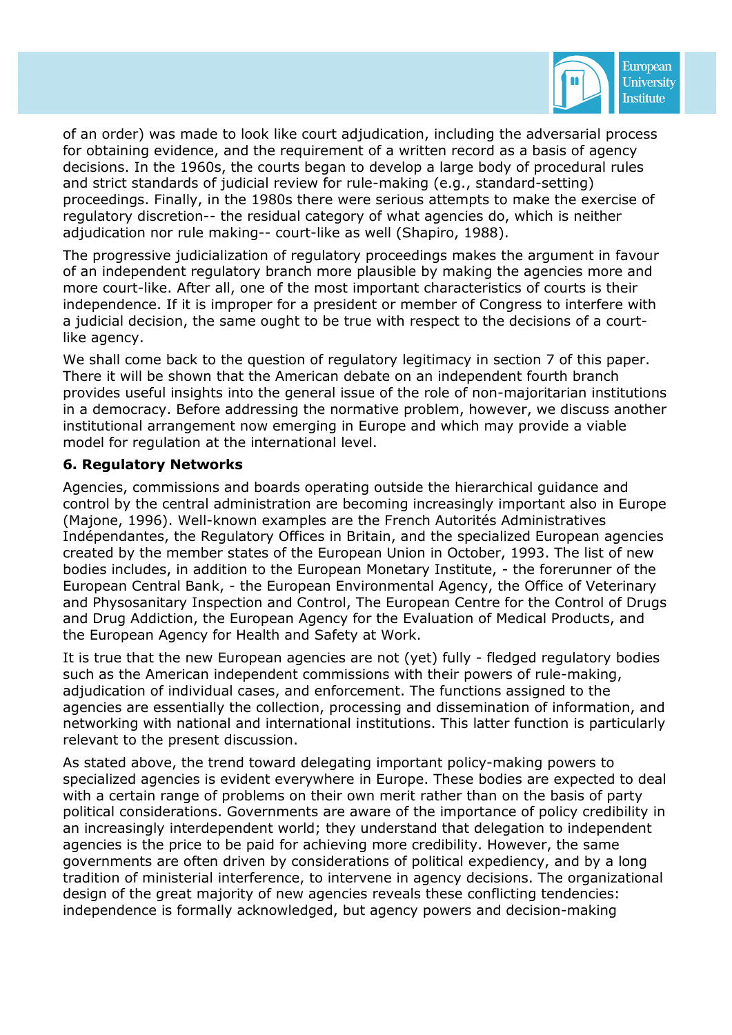of an order) was made to look like court adjudication, including the adversarial process for obtaining evidence, and the requirement of a written record as a basis of agency decisions. In the 1960s, the courts began to develop a large body of procedural rules and strict standards of judicial review for rule-making (e.g., standard-setting) proceedings. Finally, in the 1980s there were serious attempts to make the exercise of regulatory discretion-- the residual category of what agencies do, which is neither adjudication nor rule making-- court-like as well (Shapiro, 1988).

The progressive judicialization of regulatory proceedings makes the argument in favour of an independent regulatory branch more plausible by making the agencies more and more court-like. After all, one of the most important characteristics of courts is their independence. If it is improper for a president or member of Congress to interfere with a judicial decision, the same ought to be true with respect to the decisions of a court-like agency.

We shall come back to the question of regulatory legitimacy in section 7 of this paper. There it will be shown that the American debate on an independent fourth branch provides useful insights into the general issue of the role of non-majoritarian institutions in a democracy. Before addressing the normative problem, however, we discuss another institutional arrangement now emerging in Europe and which may provide a viable model for regulation at the international level.

## 6. Regulatory Networks

Agencies, commissions and boards operating outside the hierarchical guidance and control by the central administration are becoming increasingly important also in Europe (Majone, 1996). Well-known examples are the French Autorités Administratives Indépendantes, the Regulatory Offices in Britain, and the specialized European agencies created by the member states of the European Union in October, 1993. The list of new bodies includes, in addition to the European Monetary Institute, - the forerunner of the European Central Bank, - the European Environmental Agency, the Office of Veterinary and Physosanitary Inspection and Control, The European Centre for the Control of Drugs and Drug Addiction, the European Agency for the Evaluation of Medical Products, and the European Agency for Health and Safety at Work.

It is true that the new European agencies are not (yet) fully - fledged regulatory bodies such as the American independent commissions with their powers of rule-making, adjudication of individual cases, and enforcement. The functions assigned to the agencies are essentially the collection, processing and dissemination of information, and networking with national and international institutions. This latter function is particularly relevant to the present discussion.

As stated above, the trend toward delegating important policy-making powers to specialized agencies is evident everywhere in Europe. These bodies are expected to deal with a certain range of problems on their own merit rather than on the basis of party political considerations. Governments are aware of the importance of policy credibility in an increasingly interdependent world; they understand that delegation to independent agencies is the price to be paid for achieving more credibility. However, the same governments are often driven by considerations of political expediency, and by a long tradition of ministerial interference, to intervene in agency decisions. The organizational design of the great majority of new agencies reveals these conflicting tendencies: independence is formally acknowledged, but agency powers and decision-making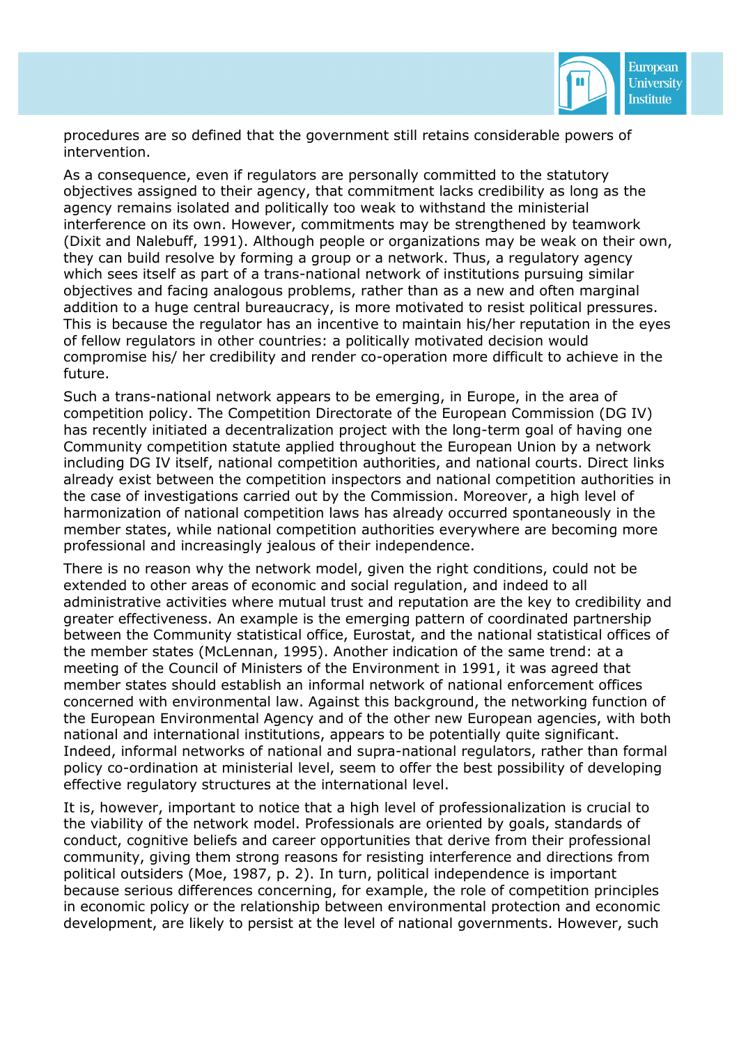procedures are so defined that the government still retains considerable powers of intervention.

As a consequence, even if regulators are personally committed to the statutory objectives assigned to their agency, that commitment lacks credibility as long as the agency remains isolated and politically too weak to withstand the ministerial interference on its own. However, commitments may be strengthened by teamwork (Dixit and Nalebuff, 1991). Although people or organizations may be weak on their own, they can build resolve by forming a group or a network. Thus, a regulatory agency which sees itself as part of a trans-national network of institutions pursuing similar objectives and facing analogous problems, rather than as a new and often marginal addition to a huge central bureaucracy, is more motivated to resist political pressures. This is because the regulator has an incentive to maintain his/her reputation in the eyes of fellow regulators in other countries: a politically motivated decision would compromise his/ her credibility and render co-operation more difficult to achieve in the future.

Such a trans-national network appears to be emerging, in Europe, in the area of competition policy. The Competition Directorate of the European Commission (DG IV) has recently initiated a decentralization project with the long-term goal of having one Community competition statute applied throughout the European Union by a network including DG IV itself, national competition authorities, and national courts. Direct links already exist between the competition inspectors and national competition authorities in the case of investigations carried out by the Commission. Moreover, a high level of harmonization of national competition laws has already occurred spontaneously in the member states, while national competition authorities everywhere are becoming more professional and increasingly jealous of their independence.

There is no reason why the network model, given the right conditions, could not be extended to other areas of economic and social regulation, and indeed to all administrative activities where mutual trust and reputation are the key to credibility and greater effectiveness. An example is the emerging pattern of coordinated partnership between the Community statistical office, Eurostat, and the national statistical offices of the member states (McLennan, 1995). Another indication of the same trend: at a meeting of the Council of Ministers of the Environment in 1991, it was agreed that member states should establish an informal network of national enforcement offices concerned with environmental law. Against this background, the networking function of the European Environmental Agency and of the other new European agencies, with both national and international institutions, appears to be potentially quite significant. Indeed, informal networks of national and supra-national regulators, rather than formal policy co-ordination at ministerial level, seem to offer the best possibility of developing effective regulatory structures at the international level.

It is, however, important to notice that a high level of professionalization is crucial to the viability of the network model. Professionals are oriented by goals, standards of conduct, cognitive beliefs and career opportunities that derive from their professional community, giving them strong reasons for resisting interference and directions from political outsiders (Moe, 1987, p. 2). In turn, political independence is important because serious differences concerning, for example, the role of competition principles in economic policy or the relationship between environmental protection and economic development, are likely to persist at the level of national governments. However, such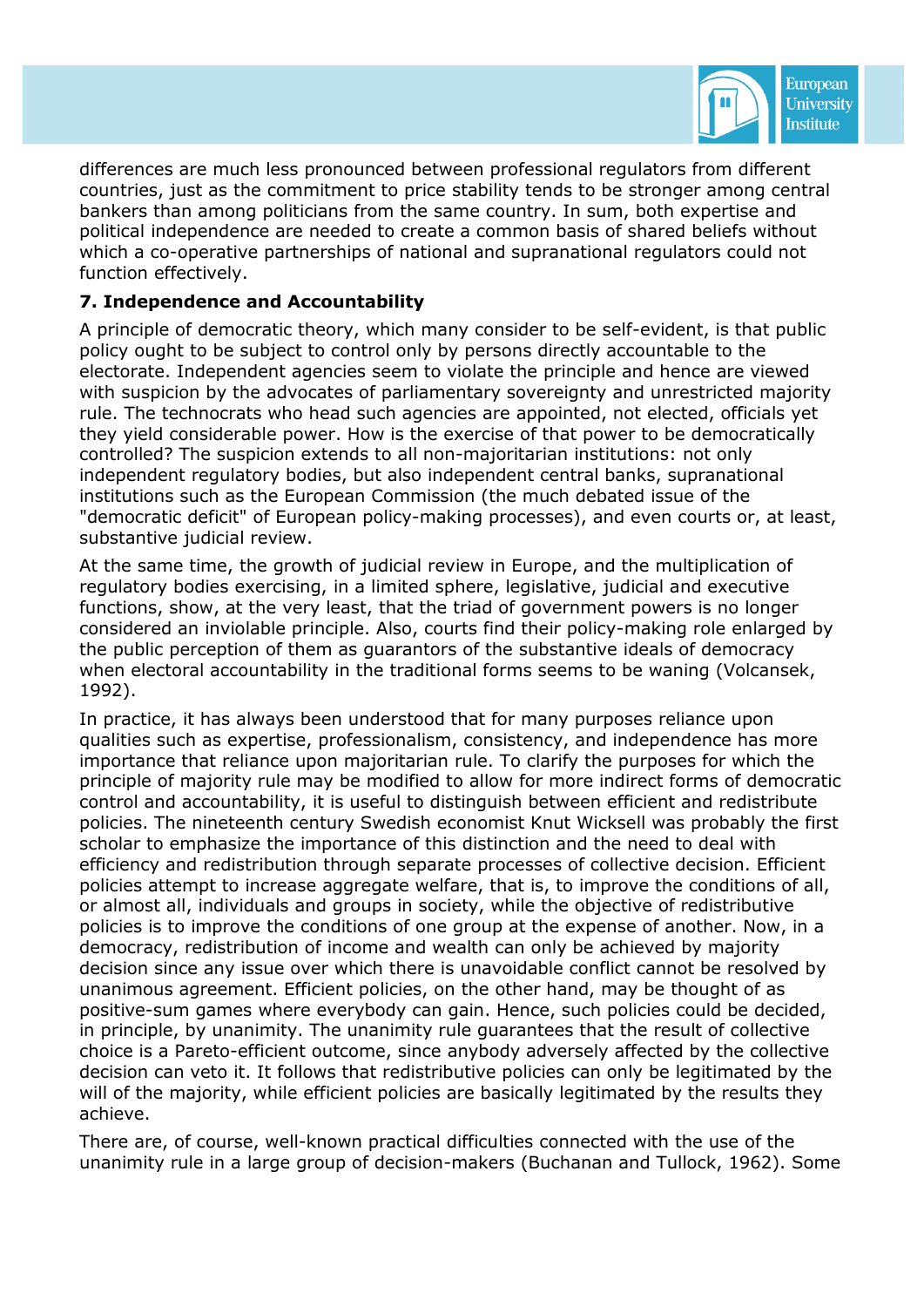differences are much less pronounced between professional regulators from different countries, just as the commitment to price stability tends to be stronger among central bankers than among politicians from the same country. In sum, both expertise and political independence are needed to create a common basis of shared beliefs without which a co-operative partnerships of national and supranational regulators could not function effectively.

### 7. Independence and Accountability

A principle of democratic theory, which many consider to be self-evident, is that public policy ought to be subject to control only by persons directly accountable to the electorate. Independent agencies seem to violate the principle and hence are viewed with suspicion by the advocates of parliamentary sovereignty and unrestricted majority rule. The technocrats who head such agencies are appointed, not elected, officials yet they yield considerable power. How is the exercise of that power to be democratically controlled? The suspicion extends to all non-majoritarian institutions: not only independent regulatory bodies, but also independent central banks, supranational institutions such as the European Commission (the much debated issue of the "democratic deficit" of European policy-making processes), and even courts or, at least, substantive judicial review.

At the same time, the growth of judicial review in Europe, and the multiplication of regulatory bodies exercising, in a limited sphere, legislative, judicial and executive functions, show, at the very least, that the triad of government powers is no longer considered an inviolable principle. Also, courts find their policy-making role enlarged by the public perception of them as guarantors of the substantive ideals of democracy when electoral accountability in the traditional forms seems to be waning (Volcansek, 1992).

In practice, it has always been understood that for many purposes reliance upon qualities such as expertise, professionalism, consistency, and independence has more importance that reliance upon majoritarian rule. To clarify the purposes for which the principle of majority rule may be modified to allow for more indirect forms of democratic control and accountability, it is useful to distinguish between efficient and redistribute policies. The nineteenth century Swedish economist Knut Wicksell was probably the first scholar to emphasize the importance of this distinction and the need to deal with efficiency and redistribution through separate processes of collective decision. Efficient policies attempt to increase aggregate welfare, that is, to improve the conditions of all, or almost all, individuals and groups in society, while the objective of redistributive policies is to improve the conditions of one group at the expense of another. Now, in a democracy, redistribution of income and wealth can only be achieved by majority decision since any issue over which there is unavoidable conflict cannot be resolved by unanimous agreement. Efficient policies, on the other hand, may be thought of as positive-sum games where everybody can gain. Hence, such policies could be decided, in principle, by unanimity. The unanimity rule guarantees that the result of collective choice is a Pareto-efficient outcome, since anybody adversely affected by the collective decision can veto it. It follows that redistributive policies can only be legitimated by the will of the majority, while efficient policies are basically legitimated by the results they achieve.

There are, of course, well-known practical difficulties connected with the use of the unanimity rule in a large group of decision-makers (Buchanan and Tullock, 1962). Some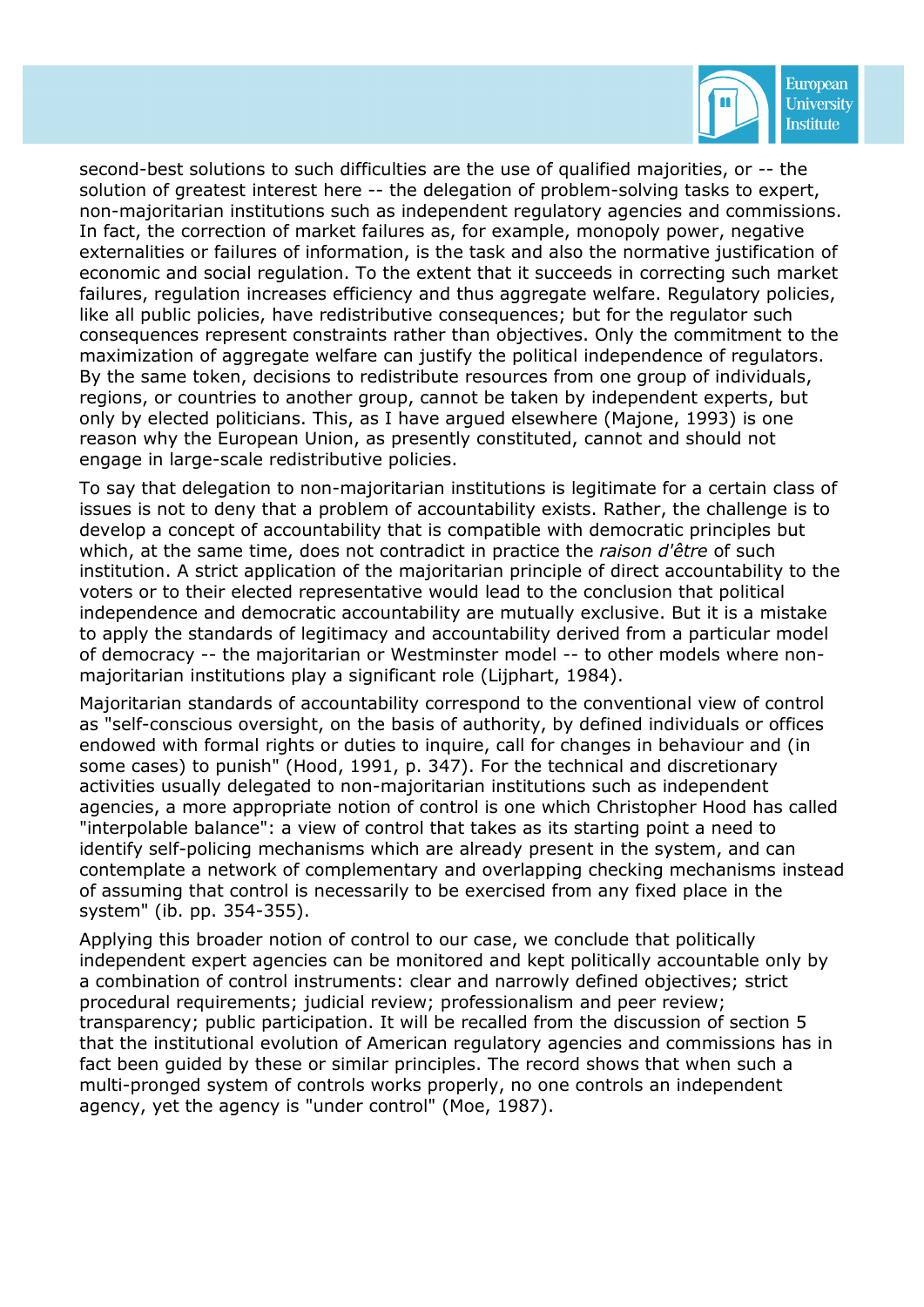second-best solutions to such difficulties are the use of qualified majorities, or -- the solution of greatest interest here -- the delegation of problem-solving tasks to expert, non-majoritarian institutions such as independent regulatory agencies and commissions. In fact, the correction of market failures as, for example, monopoly power, negative externalities or failures of information, is the task and also the normative justification of economic and social regulation. To the extent that it succeeds in correcting such market failures, regulation increases efficiency and thus aggregate welfare. Regulatory policies, like all public policies, have redistributive consequences; but for the regulator such consequences represent constraints rather than objectives. Only the commitment to the maximization of aggregate welfare can justify the political independence of regulators. By the same token, decisions to redistribute resources from one group of individuals, regions, or countries to another group, cannot be taken by independent experts, but only by elected politicians. This, as I have argued elsewhere (Majone, 1993) is one reason why the European Union, as presently constituted, cannot and should not engage in large-scale redistributive policies.

To say that delegation to non-majoritarian institutions is legitimate for a certain class of issues is not to deny that a problem of accountability exists. Rather, the challenge is to develop a concept of accountability that is compatible with democratic principles but which, at the same time, does not contradict in practice the *raison d'être* of such institution. A strict application of the majoritarian principle of direct accountability to the voters or to their elected representative would lead to the conclusion that political independence and democratic accountability are mutually exclusive. But it is a mistake to apply the standards of legitimacy and accountability derived from a particular model of democracy -- the majoritarian or Westminster model -- to other models where non-majoritarian institutions play a significant role (Lijphart, 1984).

Majoritarian standards of accountability correspond to the conventional view of control as "self-conscious oversight, on the basis of authority, by defined individuals or offices endowed with formal rights or duties to inquire, call for changes in behaviour and (in some cases) to punish" (Hood, 1991, p. 347). For the technical and discretionary activities usually delegated to non-majoritarian institutions such as independent agencies, a more appropriate notion of control is one which Christopher Hood has called "interpolable balance": a view of control that takes as its starting point a need to identify self-policing mechanisms which are already present in the system, and can contemplate a network of complementary and overlapping checking mechanisms instead of assuming that control is necessarily to be exercised from any fixed place in the system" (ib. pp. 354-355).

Applying this broader notion of control to our case, we conclude that politically independent expert agencies can be monitored and kept politically accountable only by a combination of control instruments: clear and narrowly defined objectives; strict procedural requirements; judicial review; professionalism and peer review; transparency; public participation. It will be recalled from the discussion of section 5 that the institutional evolution of American regulatory agencies and commissions has in fact been guided by these or similar principles. The record shows that when such a multi-pronged system of controls works properly, no one controls an independent agency, yet the agency is "under control" (Moe, 1987).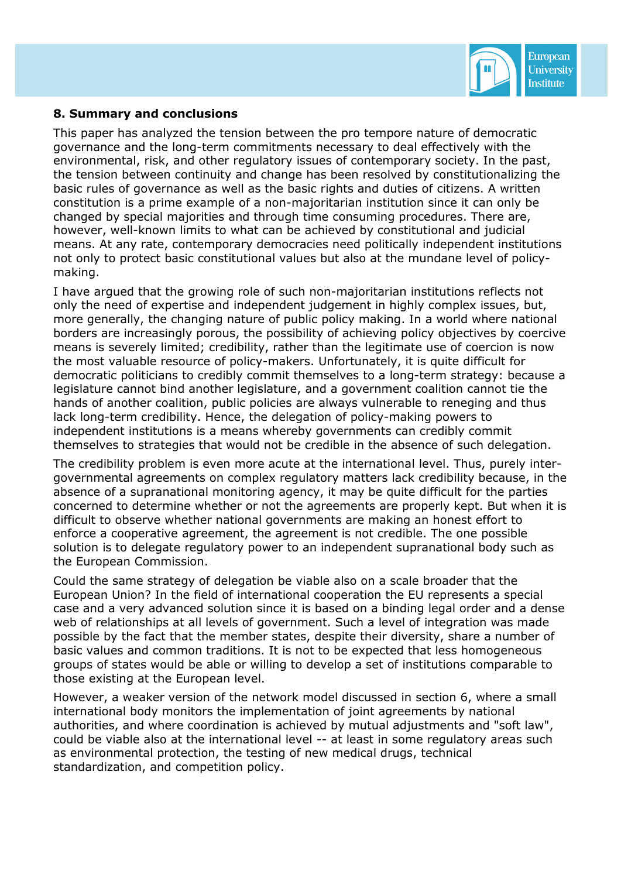## 8. Summary and conclusions

This paper has analyzed the tension between the pro tempore nature of democratic governance and the long-term commitments necessary to deal effectively with the environmental, risk, and other regulatory issues of contemporary society. In the past, the tension between continuity and change has been resolved by constitutionalizing the basic rules of governance as well as the basic rights and duties of citizens. A written constitution is a prime example of a non-majoritarian institution since it can only be changed by special majorities and through time consuming procedures. There are, however, well-known limits to what can be achieved by constitutional and judicial means. At any rate, contemporary democracies need politically independent institutions not only to protect basic constitutional values but also at the mundane level of policy-making.

I have argued that the growing role of such non-majoritarian institutions reflects not only the need of expertise and independent judgement in highly complex issues, but, more generally, the changing nature of public policy making. In a world where national borders are increasingly porous, the possibility of achieving policy objectives by coercive means is severely limited; credibility, rather than the legitimate use of coercion is now the most valuable resource of policy-makers. Unfortunately, it is quite difficult for democratic politicians to credibly commit themselves to a long-term strategy: because a legislature cannot bind another legislature, and a government coalition cannot tie the hands of another coalition, public policies are always vulnerable to reneging and thus lack long-term credibility. Hence, the delegation of policy-making powers to independent institutions is a means whereby governments can credibly commit themselves to strategies that would not be credible in the absence of such delegation.

The credibility problem is even more acute at the international level. Thus, purely inter-governmental agreements on complex regulatory matters lack credibility because, in the absence of a supranational monitoring agency, it may be quite difficult for the parties concerned to determine whether or not the agreements are properly kept. But when it is difficult to observe whether national governments are making an honest effort to enforce a cooperative agreement, the agreement is not credible. The one possible solution is to delegate regulatory power to an independent supranational body such as the European Commission.

Could the same strategy of delegation be viable also on a scale broader that the European Union? In the field of international cooperation the EU represents a special case and a very advanced solution since it is based on a binding legal order and a dense web of relationships at all levels of government. Such a level of integration was made possible by the fact that the member states, despite their diversity, share a number of basic values and common traditions. It is not to be expected that less homogeneous groups of states would be able or willing to develop a set of institutions comparable to those existing at the European level.

However, a weaker version of the network model discussed in section 6, where a small international body monitors the implementation of joint agreements by national authorities, and where coordination is achieved by mutual adjustments and "soft law", could be viable also at the international level -- at least in some regulatory areas such as environmental protection, the testing of new medical drugs, technical standardization, and competition policy.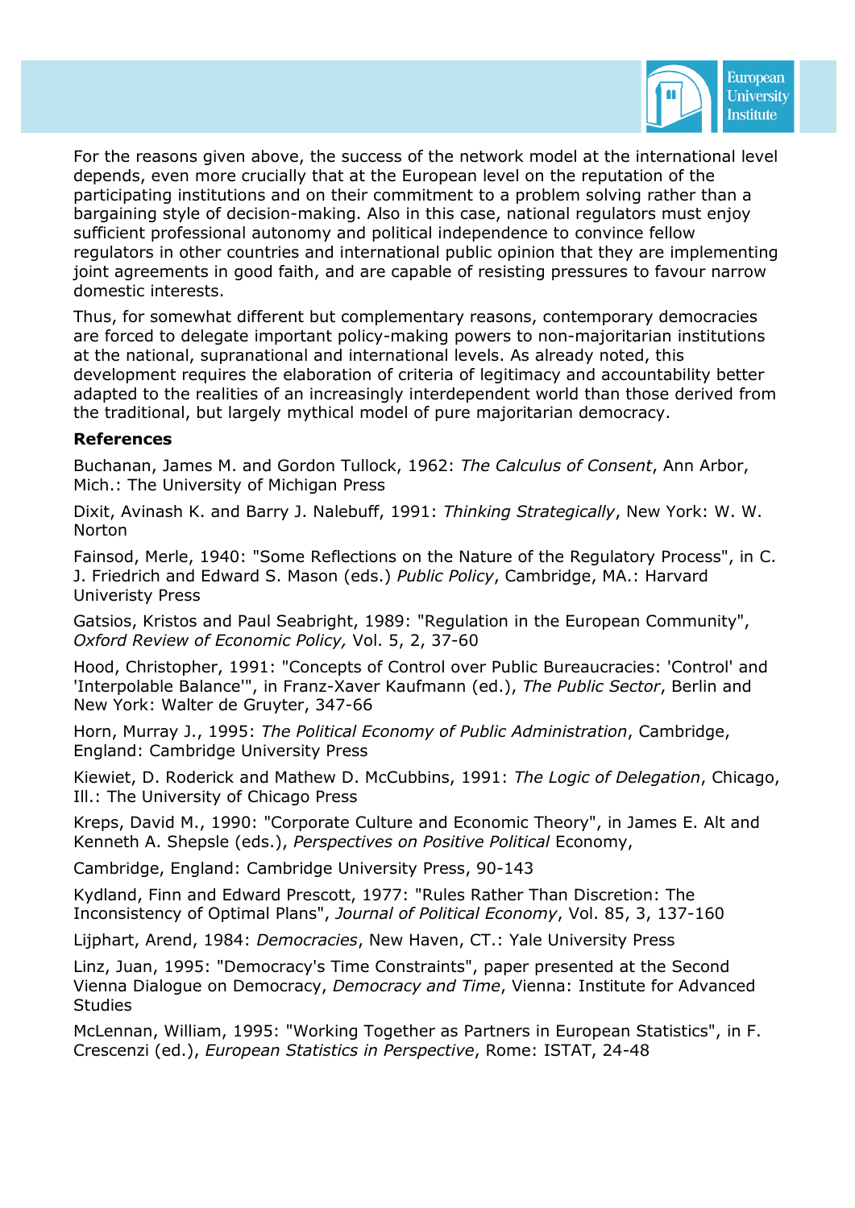For the reasons given above, the success of the network model at the international level depends, even more crucially that at the European level on the reputation of the participating institutions and on their commitment to a problem solving rather than a bargaining style of decision-making. Also in this case, national regulators must enjoy sufficient professional autonomy and political independence to convince fellow regulators in other countries and international public opinion that they are implementing joint agreements in good faith, and are capable of resisting pressures to favour narrow domestic interests.

Thus, for somewhat different but complementary reasons, contemporary democracies are forced to delegate important policy-making powers to non-majoritarian institutions at the national, supranational and international levels. As already noted, this development requires the elaboration of criteria of legitimacy and accountability better adapted to the realities of an increasingly interdependent world than those derived from the traditional, but largely mythical model of pure majoritarian democracy.

**References**

Buchanan, James M. and Gordon Tullock, 1962: *The Calculus of Consent*, Ann Arbor, Mich.: The University of Michigan Press

Dixit, Avinash K. and Barry J. Nalebuff, 1991: *Thinking Strategically*, New York: W. W. Norton

Fainsod, Merle, 1940: "Some Reflections on the Nature of the Regulatory Process", in C. J. Friedrich and Edward S. Mason (eds.) *Public Policy*, Cambridge, MA.: Harvard Univeristy Press

Gatsios, Kristos and Paul Seabright, 1989: "Regulation in the European Community", *Oxford Review of Economic Policy,* Vol. 5, 2, 37-60

Hood, Christopher, 1991: "Concepts of Control over Public Bureaucracies: 'Control' and 'Interpolable Balance'", in Franz-Xaver Kaufmann (ed.), *The Public Sector*, Berlin and New York: Walter de Gruyter, 347-66

Horn, Murray J., 1995: *The Political Economy of Public Administration*, Cambridge, England: Cambridge University Press

Kiewiet, D. Roderick and Mathew D. McCubbins, 1991: *The Logic of Delegation*, Chicago, Ill.: The University of Chicago Press

Kreps, David M., 1990: "Corporate Culture and Economic Theory", in James E. Alt and Kenneth A. Shepsle (eds.), *Perspectives on Positive Political* Economy,

Cambridge, England: Cambridge University Press, 90-143

Kydland, Finn and Edward Prescott, 1977: "Rules Rather Than Discretion: The Inconsistency of Optimal Plans", *Journal of Political Economy*, Vol. 85, 3, 137-160

Lijphart, Arend, 1984: *Democracies*, New Haven, CT.: Yale University Press

Linz, Juan, 1995: "Democracy's Time Constraints", paper presented at the Second Vienna Dialogue on Democracy, *Democracy and Time*, Vienna: Institute for Advanced Studies

McLennan, William, 1995: "Working Together as Partners in European Statistics", in F. Crescenzi (ed.), *European Statistics in Perspective*, Rome: ISTAT, 24-48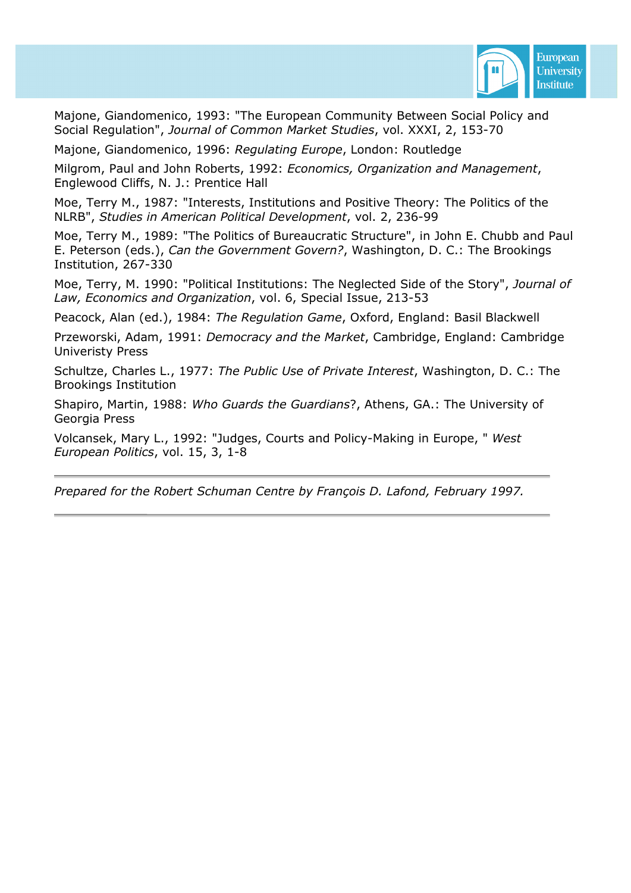Majone, Giandomenico, 1993: "The European Community Between Social Policy and Social Regulation", *Journal of Common Market Studies*, vol. XXXI, 2, 153-70

Majone, Giandomenico, 1996: *Regulating Europe*, London: Routledge

Milgrom, Paul and John Roberts, 1992: *Economics, Organization and Management*, Englewood Cliffs, N. J.: Prentice Hall

Moe, Terry M., 1987: "Interests, Institutions and Positive Theory: The Politics of the NLRB", *Studies in American Political Development*, vol. 2, 236-99

Moe, Terry M., 1989: "The Politics of Bureaucratic Structure", in John E. Chubb and Paul E. Peterson (eds.), *Can the Government Govern?*, Washington, D. C.: The Brookings Institution, 267-330

Moe, Terry, M. 1990: "Political Institutions: The Neglected Side of the Story", *Journal of Law, Economics and Organization*, vol. 6, Special Issue, 213-53

Peacock, Alan (ed.), 1984: *The Regulation Game*, Oxford, England: Basil Blackwell

Przeworski, Adam, 1991: *Democracy and the Market*, Cambridge, England: Cambridge Univeristy Press

Schultze, Charles L., 1977: *The Public Use of Private Interest*, Washington, D. C.: The Brookings Institution

Shapiro, Martin, 1988: *Who Guards the Guardians*?, Athens, GA.: The University of Georgia Press

Volcansek, Mary L., 1992: "Judges, Courts and Policy-Making in Europe, " *West European Politics*, vol. 15, 3, 1-8

---

*Prepared for the Robert Schuman Centre by François D. Lafond, February 1997.*

---